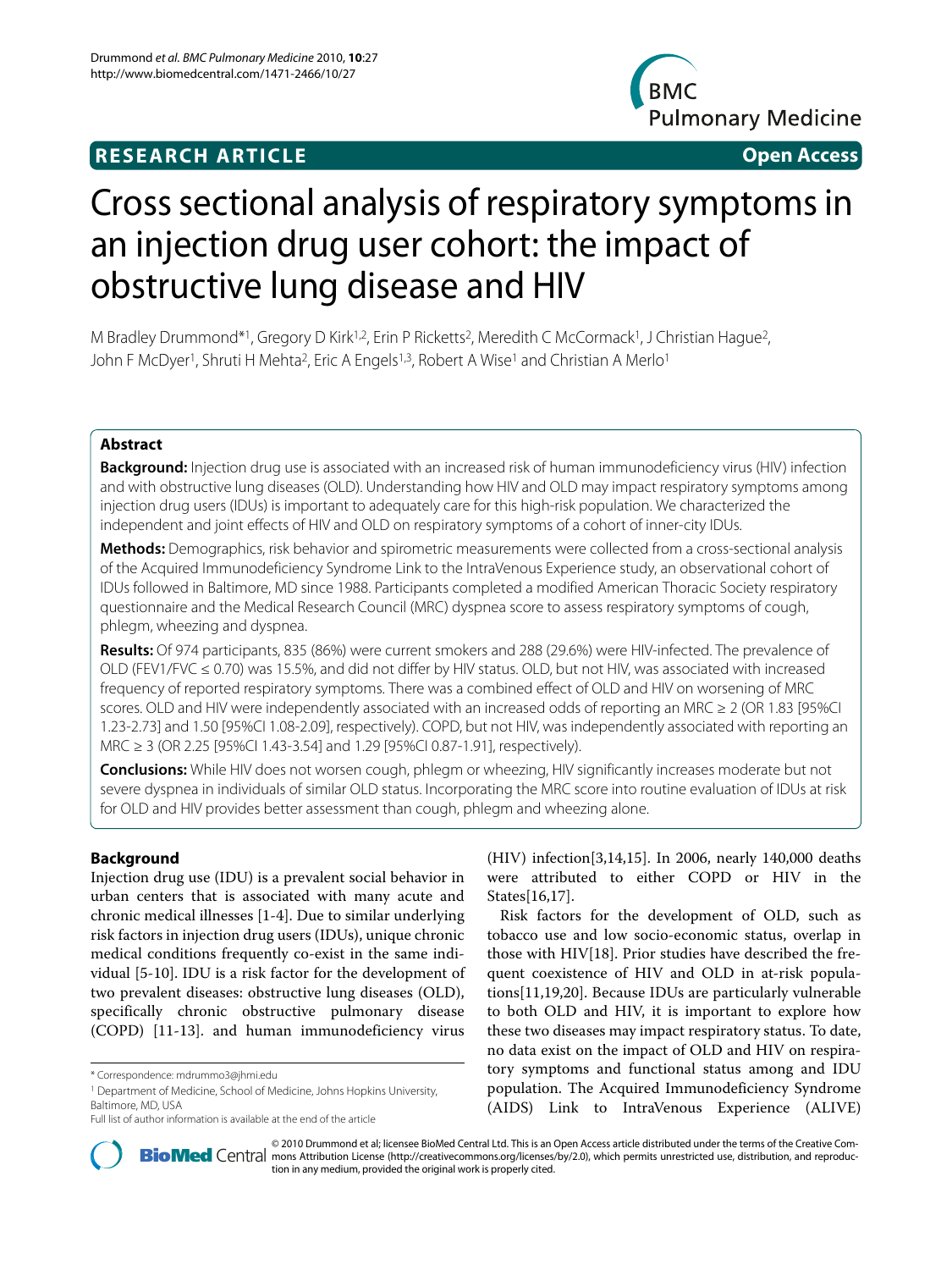**RESEARCH ARTICLE** **Open Access**

# Cross sectional analysis of respiratory symptoms in an injection drug user cohort: the impact of obstructive lung disease and HIV

M Bradley Drummond*[1], Gregory D Kirk[1,2], Erin P Ricketts[2], Meredith C McCormack[1], J Christian Hague[2], John F McDyer[1], Shruti H Mehta[2], Eric A Engels[1,3], Robert A Wise[1] and Christian A Merlo[1]

## Abstract

**Background:** Injection drug use is associated with an increased risk of human immunodeficiency virus (HIV) infection and with obstructive lung diseases (OLD). Understanding how HIV and OLD may impact respiratory symptoms among injection drug users (IDUs) is important to adequately care for this high-risk population. We characterized the independent and joint effects of HIV and OLD on respiratory symptoms of a cohort of inner-city IDUs.

**Methods:** Demographics, risk behavior and spirometric measurements were collected from a cross-sectional analysis of the Acquired Immunodeficiency Syndrome Link to the IntraVenous Experience study, an observational cohort of IDUs followed in Baltimore, MD since 1988. Participants completed a modified American Thoracic Society respiratory questionnaire and the Medical Research Council (MRC) dyspnea score to assess respiratory symptoms of cough, phlegm, wheezing and dyspnea.

**Results:** Of 974 participants, 835 (86%) were current smokers and 288 (29.6%) were HIV-infected. The prevalence of OLD (FEV1/FVC ≤ 0.70) was 15.5%, and did not differ by HIV status. OLD, but not HIV, was associated with increased frequency of reported respiratory symptoms. There was a combined effect of OLD and HIV on worsening of MRC scores. OLD and HIV were independently associated with an increased odds of reporting an MRC ≥ 2 (OR 1.83 [95%CI 1.23-2.73] and 1.50 [95%CI 1.08-2.09], respectively). COPD, but not HIV, was independently associated with reporting an MRC ≥ 3 (OR 2.25 [95%CI 1.43-3.54] and 1.29 [95%CI 0.87-1.91], respectively).

**Conclusions:** While HIV does not worsen cough, phlegm or wheezing, HIV significantly increases moderate but not severe dyspnea in individuals of similar OLD status. Incorporating the MRC score into routine evaluation of IDUs at risk for OLD and HIV provides better assessment than cough, phlegm and wheezing alone.

## Background

Injection drug use (IDU) is a prevalent social behavior in urban centers that is associated with many acute and chronic medical illnesses [1-4]. Due to similar underlying risk factors in injection drug users (IDUs), unique chronic medical conditions frequently co-exist in the same individual [5-10]. IDU is a risk factor for the development of two prevalent diseases: obstructive lung diseases (OLD), specifically chronic obstructive pulmonary disease (COPD) [11-13]. and human immunodeficiency virus (HIV) infection[3,14,15]. In 2006, nearly 140,000 deaths were attributed to either COPD or HIV in the States[16,17].

Risk factors for the development of OLD, such as tobacco use and low socio-economic status, overlap in those with HIV[18]. Prior studies have described the frequent coexistence of HIV and OLD in at-risk populations[11,19,20]. Because IDUs are particularly vulnerable to both OLD and HIV, it is important to explore how these two diseases may impact respiratory status. To date, no data exist on the impact of OLD and HIV on respiratory symptoms and functional status among and IDU population. The Acquired Immunodeficiency Syndrome (AIDS) Link to IntraVenous Experience (ALIVE)

\* Correspondence: mdrummo3@jhmi.edu

[1] Department of Medicine, School of Medicine, Johns Hopkins University, Baltimore, MD, USA

Full list of author information is available at the end of the article

© 2010 Drummond et al; licensee BioMed Central Ltd. This is an Open Access article distributed under the terms of the Creative Commons Attribution License (http://creativecommons.org/licenses/by/2.0), which permits unrestricted use, distribution, and reproduction in any medium, provided the original work is properly cited.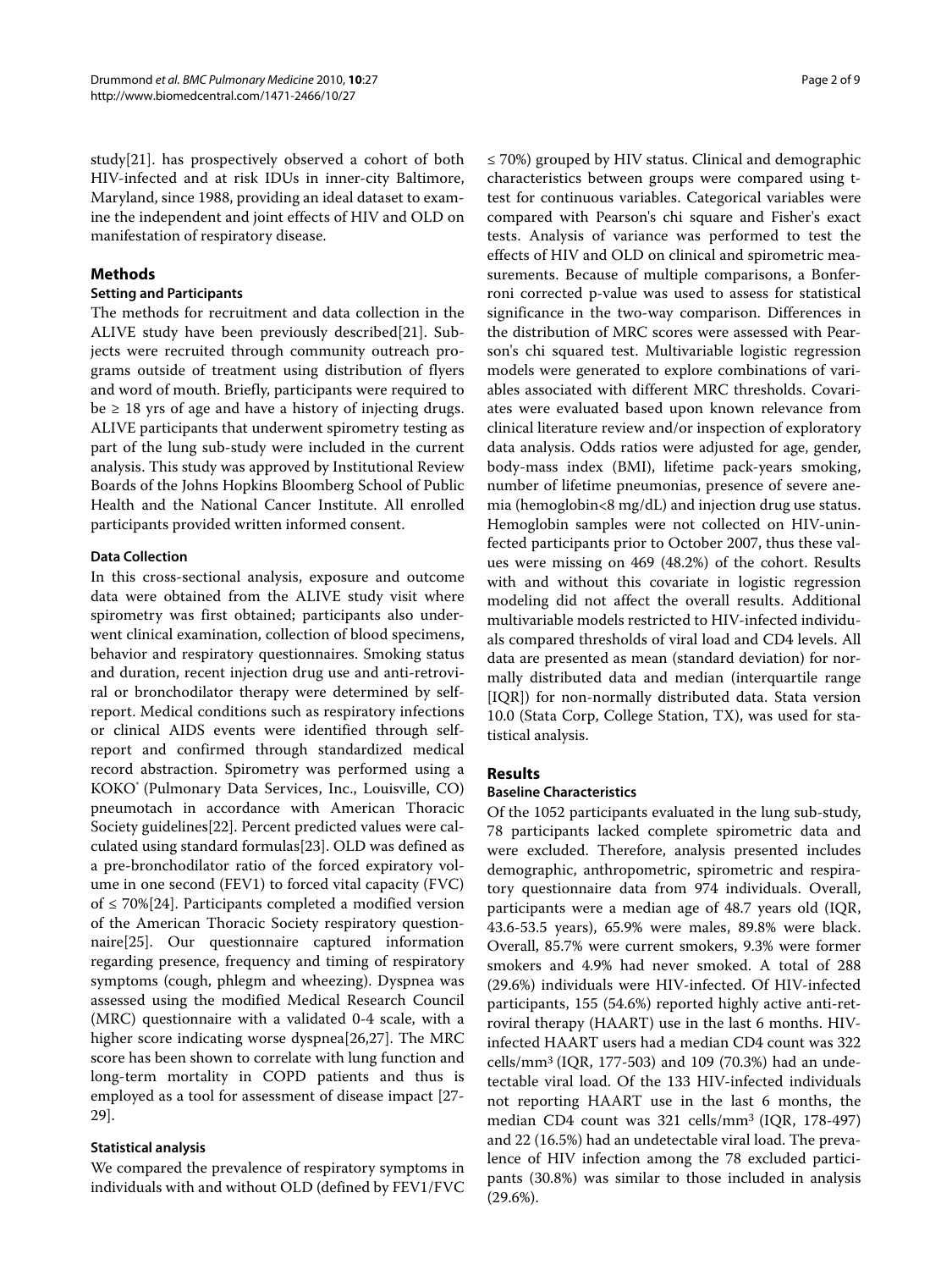study[21]. has prospectively observed a cohort of both HIV-infected and at risk IDUs in inner-city Baltimore, Maryland, since 1988, providing an ideal dataset to examine the independent and joint effects of HIV and OLD on manifestation of respiratory disease.

## Methods

### Setting and Participants

The methods for recruitment and data collection in the ALIVE study have been previously described[21]. Subjects were recruited through community outreach programs outside of treatment using distribution of flyers and word of mouth. Briefly, participants were required to be ≥ 18 yrs of age and have a history of injecting drugs. ALIVE participants that underwent spirometry testing as part of the lung sub-study were included in the current analysis. This study was approved by Institutional Review Boards of the Johns Hopkins Bloomberg School of Public Health and the National Cancer Institute. All enrolled participants provided written informed consent.

### Data Collection

In this cross-sectional analysis, exposure and outcome data were obtained from the ALIVE study visit where spirometry was first obtained; participants also underwent clinical examination, collection of blood specimens, behavior and respiratory questionnaires. Smoking status and duration, recent injection drug use and anti-retroviral or bronchodilator therapy were determined by self-report. Medical conditions such as respiratory infections or clinical AIDS events were identified through self-report and confirmed through standardized medical record abstraction. Spirometry was performed using a KOKO® (Pulmonary Data Services, Inc., Louisville, CO) pneumotach in accordance with American Thoracic Society guidelines[22]. Percent predicted values were calculated using standard formulas[23]. OLD was defined as a pre-bronchodilator ratio of the forced expiratory volume in one second (FEV1) to forced vital capacity (FVC) of ≤ 70%[24]. Participants completed a modified version of the American Thoracic Society respiratory questionnaire[25]. Our questionnaire captured information regarding presence, frequency and timing of respiratory symptoms (cough, phlegm and wheezing). Dyspnea was assessed using the modified Medical Research Council (MRC) questionnaire with a validated 0-4 scale, with a higher score indicating worse dyspnea[26,27]. The MRC score has been shown to correlate with lung function and long-term mortality in COPD patients and thus is employed as a tool for assessment of disease impact [27-29].

### Statistical analysis

We compared the prevalence of respiratory symptoms in individuals with and without OLD (defined by FEV1/FVC ≤ 70%) grouped by HIV status. Clinical and demographic characteristics between groups were compared using t-test for continuous variables. Categorical variables were compared with Pearson's chi square and Fisher's exact tests. Analysis of variance was performed to test the effects of HIV and OLD on clinical and spirometric measurements. Because of multiple comparisons, a Bonferroni corrected p-value was used to assess for statistical significance in the two-way comparison. Differences in the distribution of MRC scores were assessed with Pearson's chi squared test. Multivariable logistic regression models were generated to explore combinations of variables associated with different MRC thresholds. Covariates were evaluated based upon known relevance from clinical literature review and/or inspection of exploratory data analysis. Odds ratios were adjusted for age, gender, body-mass index (BMI), lifetime pack-years smoking, number of lifetime pneumonias, presence of severe anemia (hemoglobin<8 mg/dL) and injection drug use status. Hemoglobin samples were not collected on HIV-uninfected participants prior to October 2007, thus these values were missing on 469 (48.2%) of the cohort. Results with and without this covariate in logistic regression modeling did not affect the overall results. Additional multivariable models restricted to HIV-infected individuals compared thresholds of viral load and CD4 levels. All data are presented as mean (standard deviation) for normally distributed data and median (interquartile range [IQR]) for non-normally distributed data. Stata version 10.0 (Stata Corp, College Station, TX), was used for statistical analysis.

## Results

### Baseline Characteristics

Of the 1052 participants evaluated in the lung sub-study, 78 participants lacked complete spirometric data and were excluded. Therefore, analysis presented includes demographic, anthropometric, spirometric and respiratory questionnaire data from 974 individuals. Overall, participants were a median age of 48.7 years old (IQR, 43.6-53.5 years), 65.9% were males, 89.8% were black. Overall, 85.7% were current smokers, 9.3% were former smokers and 4.9% had never smoked. A total of 288 (29.6%) individuals were HIV-infected. Of HIV-infected participants, 155 (54.6%) reported highly active anti-retroviral therapy (HAART) use in the last 6 months. HIV-infected HAART users had a median CD4 count was 322 cells/mm³ (IQR, 177-503) and 109 (70.3%) had an undetectable viral load. Of the 133 HIV-infected individuals not reporting HAART use in the last 6 months, the median CD4 count was 321 cells/mm³ (IQR, 178-497) and 22 (16.5%) had an undetectable viral load. The prevalence of HIV infection among the 78 excluded participants (30.8%) was similar to those included in analysis (29.6%).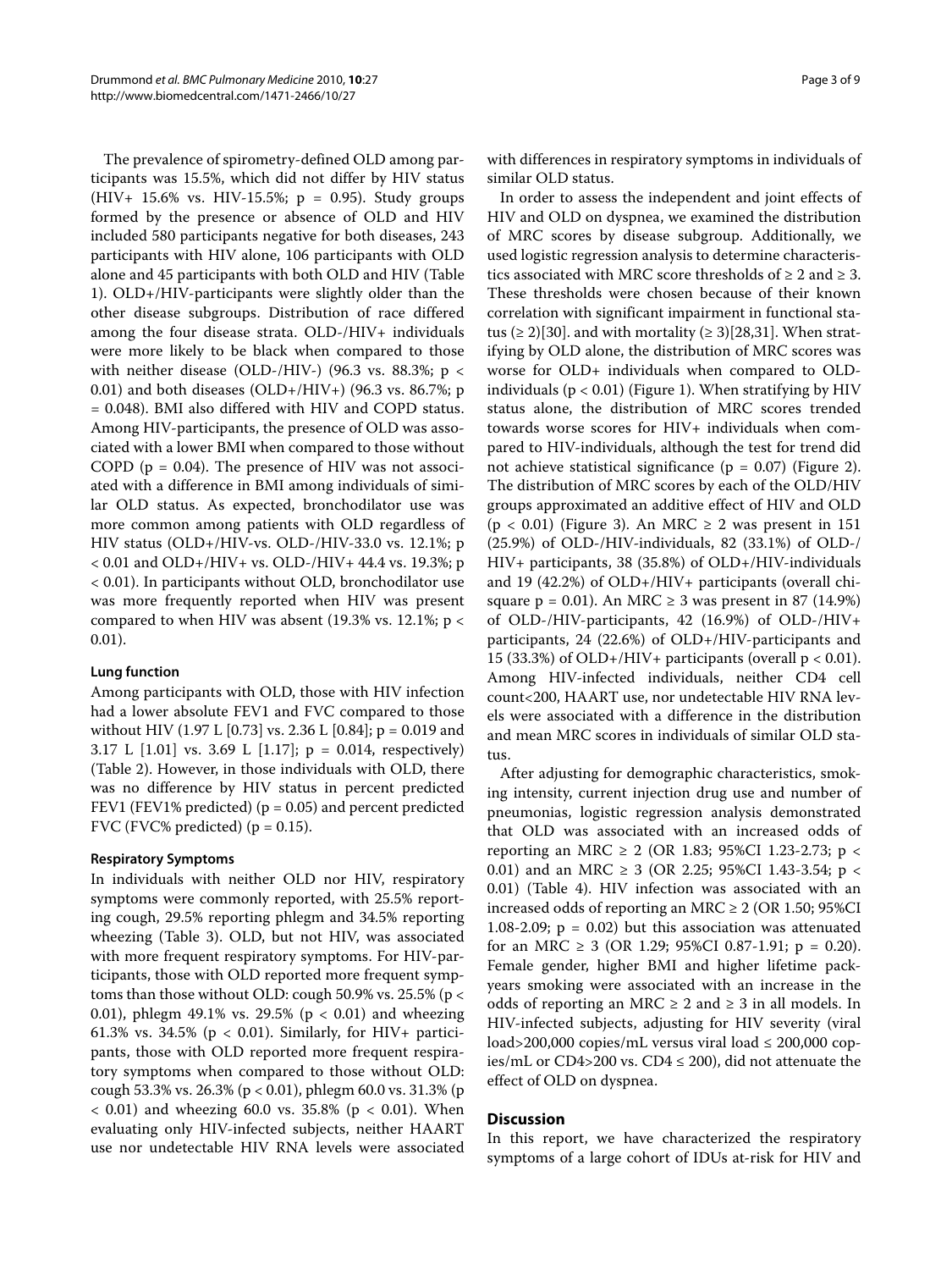The prevalence of spirometry-defined OLD among participants was 15.5%, which did not differ by HIV status (HIV+ 15.6% vs. HIV-15.5%; $p = 0.95$). Study groups formed by the presence or absence of OLD and HIV included 580 participants negative for both diseases, 243 participants with HIV alone, 106 participants with OLD alone and 45 participants with both OLD and HIV (Table 1). OLD+/HIV-participants were slightly older than the other disease subgroups. Distribution of race differed among the four disease strata. OLD-/HIV+ individuals were more likely to be black when compared to those with neither disease (OLD-/HIV-) (96.3 vs. 88.3%; $p < 0.01$) and both diseases (OLD+/HIV+) (96.3 vs. 86.7%; $p = 0.048$). BMI also differed with HIV and COPD status. Among HIV-participants, the presence of OLD was associated with a lower BMI when compared to those without COPD ($p = 0.04$). The presence of HIV was not associated with a difference in BMI among individuals of similar OLD status. As expected, bronchodilator use was more common among patients with OLD regardless of HIV status (OLD+/HIV-vs. OLD-/HIV-33.0 vs. 12.1%; $p < 0.01$ and OLD+/HIV+ vs. OLD-/HIV+ 44.4 vs. 19.3%; $p < 0.01$). In participants without OLD, bronchodilator use was more frequently reported when HIV was present compared to when HIV was absent (19.3% vs. 12.1%; $p < 0.01$).

### Lung function

Among participants with OLD, those with HIV infection had a lower absolute FEV1 and FVC compared to those without HIV (1.97 L [0.73] vs. 2.36 L [0.84]; $p = 0.019$ and 3.17 L [1.01] vs. 3.69 L [1.17]; $p = 0.014$, respectively) (Table 2). However, in those individuals with OLD, there was no difference by HIV status in percent predicted FEV1 (FEV1% predicted) ($p = 0.05$) and percent predicted FVC (FVC% predicted) ($p = 0.15$).

### Respiratory Symptoms

In individuals with neither OLD nor HIV, respiratory symptoms were commonly reported, with 25.5% reporting cough, 29.5% reporting phlegm and 34.5% reporting wheezing (Table 3). OLD, but not HIV, was associated with more frequent respiratory symptoms. For HIV-participants, those with OLD reported more frequent symptoms than those without OLD: cough 50.9% vs. 25.5% ($p < 0.01$), phlegm 49.1% vs. 29.5% ($p < 0.01$) and wheezing 61.3% vs. 34.5% ($p < 0.01$). Similarly, for HIV+ participants, those with OLD reported more frequent respiratory symptoms when compared to those without OLD: cough 53.3% vs. 26.3% ($p < 0.01$), phlegm 60.0 vs. 31.3% ($p < 0.01$) and wheezing 60.0 vs. 35.8% ($p < 0.01$). When evaluating only HIV-infected subjects, neither HAART use nor undetectable HIV RNA levels were associated with differences in respiratory symptoms in individuals of similar OLD status.

In order to assess the independent and joint effects of HIV and OLD on dyspnea, we examined the distribution of MRC scores by disease subgroup. Additionally, we used logistic regression analysis to determine characteristics associated with MRC score thresholds of $\geq 2$ and $\geq 3$. These thresholds were chosen because of their known correlation with significant impairment in functional status ($\geq 2$)[30]. and with mortality ($\geq 3$)[28,31]. When stratifying by OLD alone, the distribution of MRC scores was worse for OLD+ individuals when compared to OLD-individuals ($p < 0.01$) (Figure 1). When stratifying by HIV status alone, the distribution of MRC scores trended towards worse scores for HIV+ individuals when compared to HIV-individuals, although the test for trend did not achieve statistical significance ($p = 0.07$) (Figure 2). The distribution of MRC scores by each of the OLD/HIV groups approximated an additive effect of HIV and OLD ($p < 0.01$) (Figure 3). An MRC $\geq 2$ was present in 151 (25.9%) of OLD-/HIV-individuals, 82 (33.1%) of OLD-/HIV+ participants, 38 (35.8%) of OLD+/HIV-individuals and 19 (42.2%) of OLD+/HIV+ participants (overall chi-square $p = 0.01$). An MRC $\geq 3$ was present in 87 (14.9%) of OLD-/HIV-participants, 42 (16.9%) of OLD-/HIV+ participants, 24 (22.6%) of OLD+/HIV-participants and 15 (33.3%) of OLD+/HIV+ participants (overall $p < 0.01$). Among HIV-infected individuals, neither CD4 cell count<200, HAART use, nor undetectable HIV RNA levels were associated with a difference in the distribution and mean MRC scores in individuals of similar OLD status.

After adjusting for demographic characteristics, smoking intensity, current injection drug use and number of pneumonias, logistic regression analysis demonstrated that OLD was associated with an increased odds of reporting an MRC $\geq 2$ (OR 1.83; 95%CI 1.23-2.73; $p < 0.01$) and an MRC $\geq 3$ (OR 2.25; 95%CI 1.43-3.54; $p < 0.01$) (Table 4). HIV infection was associated with an increased odds of reporting an MRC $\geq 2$ (OR 1.50; 95%CI 1.08-2.09; $p = 0.02$) but this association was attenuated for an MRC $\geq 3$ (OR 1.29; 95%CI 0.87-1.91; $p = 0.20$). Female gender, higher BMI and higher lifetime pack-years smoking were associated with an increase in the odds of reporting an MRC $\geq 2$ and $\geq 3$ in all models. In HIV-infected subjects, adjusting for HIV severity (viral load>200,000 copies/mL versus viral load $\leq$ 200,000 copies/mL or CD4>200 vs. CD4 $\leq$ 200), did not attenuate the effect of OLD on dyspnea.

## Discussion

In this report, we have characterized the respiratory symptoms of a large cohort of IDUs at-risk for HIV and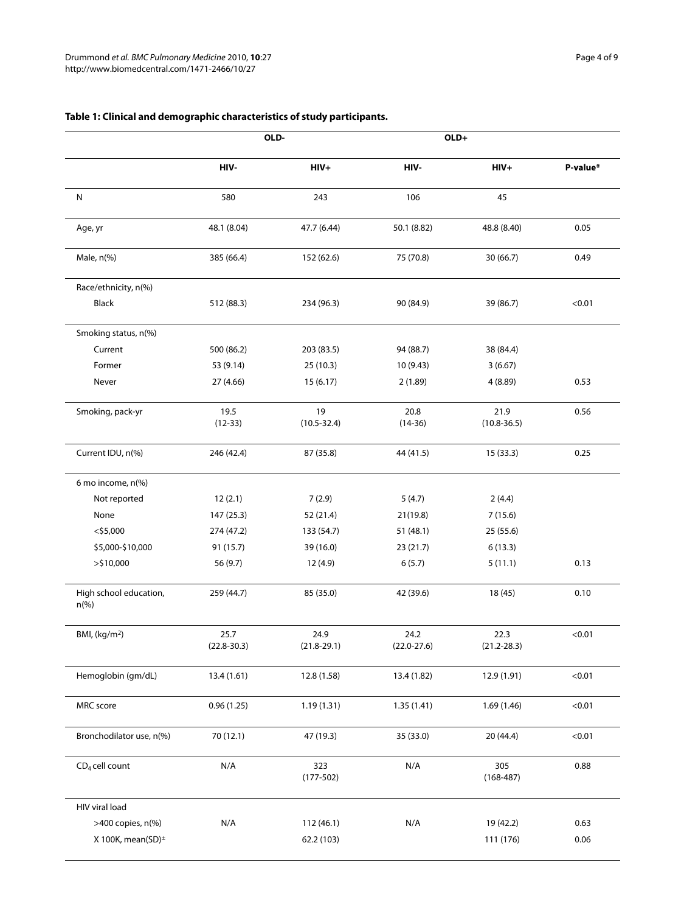**Table 1: Clinical and demographic characteristics of study participants.**

| | OLD- | | OLD+ | | |
|---|---|---|---|---|---|
| | HIV- | HIV+ | HIV- | HIV+ | P-value* |
| N | 580 | 243 | 106 | 45 | |
| Age, yr | 48.1 (8.04) | 47.7 (6.44) | 50.1 (8.82) | 48.8 (8.40) | 0.05 |
| Male, n(%) | 385 (66.4) | 152 (62.6) | 75 (70.8) | 30 (66.7) | 0.49 |
| Race/ethnicity, n(%) | | | | | |
| Black | 512 (88.3) | 234 (96.3) | 90 (84.9) | 39 (86.7) | <0.01 |
| Smoking status, n(%) | | | | | |
| Current | 500 (86.2) | 203 (83.5) | 94 (88.7) | 38 (84.4) | |
| Former | 53 (9.14) | 25 (10.3) | 10 (9.43) | 3 (6.67) | |
| Never | 27 (4.66) | 15 (6.17) | 2 (1.89) | 4 (8.89) | 0.53 |
| Smoking, pack-yr | 19.5 (12-33) | 19 (10.5-32.4) | 20.8 (14-36) | 21.9 (10.8-36.5) | 0.56 |
| Current IDU, n(%) | 246 (42.4) | 87 (35.8) | 44 (41.5) | 15 (33.3) | 0.25 |
| 6 mo income, n(%) | | | | | |
| Not reported | 12 (2.1) | 7 (2.9) | 5 (4.7) | 2 (4.4) | |
| None | 147 (25.3) | 52 (21.4) | 21(19.8) | 7 (15.6) | |
| <$5,000 | 274 (47.2) | 133 (54.7) | 51 (48.1) | 25 (55.6) | |
| $5,000-$10,000 | 91 (15.7) | 39 (16.0) | 23 (21.7) | 6 (13.3) | |
| >$10,000 | 56 (9.7) | 12 (4.9) | 6 (5.7) | 5 (11.1) | 0.13 |
| High school education, n(%) | 259 (44.7) | 85 (35.0) | 42 (39.6) | 18 (45) | 0.10 |
| BMI, (kg/m$^2$) | 25.7 (22.8-30.3) | 24.9 (21.8-29.1) | 24.2 (22.0-27.6) | 22.3 (21.2-28.3) | <0.01 |
| Hemoglobin (gm/dL) | 13.4 (1.61) | 12.8 (1.58) | 13.4 (1.82) | 12.9 (1.91) | <0.01 |
| MRC score | 0.96 (1.25) | 1.19 (1.31) | 1.35 (1.41) | 1.69 (1.46) | <0.01 |
| Bronchodilator use, n(%) | 70 (12.1) | 47 (19.3) | 35 (33.0) | 20 (44.4) | <0.01 |
| $CD_4$ cell count | N/A | 323 (177-502) | N/A | 305 (168-487) | 0.88 |
| HIV viral load | | | | | |
| >400 copies, n(%) | N/A | 112 (46.1) | N/A | 19 (42.2) | 0.63 |
| X 100K, mean(SD)$^{\pm}$ | | 62.2 (103) | | 111 (176) | 0.06 |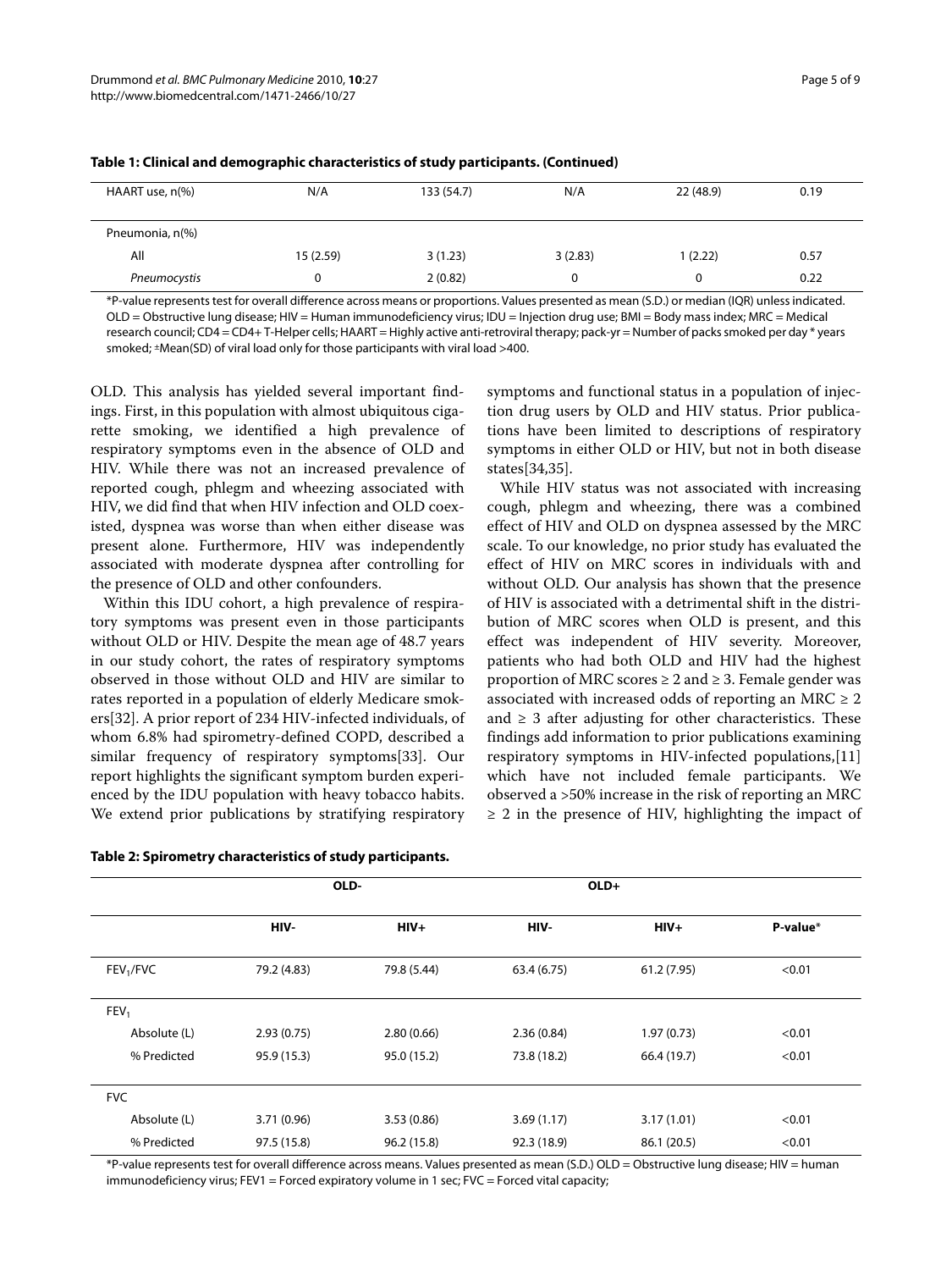**Table 1: Clinical and demographic characteristics of study participants. (Continued)**

| | | | | | |
|---|---|---|---|---|---|
| HAART use, n(%) | N/A | 133 (54.7) | N/A | 22 (48.9) | 0.19 |
| Pneumonia, n(%) | | | | | |
| All | 15 (2.59) | 3 (1.23) | 3 (2.83) | 1 (2.22) | 0.57 |
| *Pneumocystis* | 0 | 2 (0.82) | 0 | 0 | 0.22 |

*P-value represents test for overall difference across means or proportions. Values presented as mean (S.D.) or median (IQR) unless indicated. OLD = Obstructive lung disease; HIV = Human immunodeficiency virus; IDU = Injection drug use; BMI = Body mass index; MRC = Medical research council; CD4 = CD4+ T-Helper cells; HAART = Highly active anti-retroviral therapy; pack-yr = Number of packs smoked per day * years smoked; ±Mean(SD) of viral load only for those participants with viral load >400.

OLD. This analysis has yielded several important findings. First, in this population with almost ubiquitous cigarette smoking, we identified a high prevalence of respiratory symptoms even in the absence of OLD and HIV. While there was not an increased prevalence of reported cough, phlegm and wheezing associated with HIV, we did find that when HIV infection and OLD coexisted, dyspnea was worse than when either disease was present alone. Furthermore, HIV was independently associated with moderate dyspnea after controlling for the presence of OLD and other confounders.

Within this IDU cohort, a high prevalence of respiratory symptoms was present even in those participants without OLD or HIV. Despite the mean age of 48.7 years in our study cohort, the rates of respiratory symptoms observed in those without OLD and HIV are similar to rates reported in a population of elderly Medicare smokers[32]. A prior report of 234 HIV-infected individuals, of whom 6.8% had spirometry-defined COPD, described a similar frequency of respiratory symptoms[33]. Our report highlights the significant symptom burden experienced by the IDU population with heavy tobacco habits. We extend prior publications by stratifying respiratory symptoms and functional status in a population of injection drug users by OLD and HIV status. Prior publications have been limited to descriptions of respiratory symptoms in either OLD or HIV, but not in both disease states[34,35].

While HIV status was not associated with increasing cough, phlegm and wheezing, there was a combined effect of HIV and OLD on dyspnea assessed by the MRC scale. To our knowledge, no prior study has evaluated the effect of HIV on MRC scores in individuals with and without OLD. Our analysis has shown that the presence of HIV is associated with a detrimental shift in the distribution of MRC scores when OLD is present, and this effect was independent of HIV severity. Moreover, patients who had both OLD and HIV had the highest proportion of MRC scores ≥ 2 and ≥ 3. Female gender was associated with increased odds of reporting an MRC ≥ 2 and ≥ 3 after adjusting for other characteristics. These findings add information to prior publications examining respiratory symptoms in HIV-infected populations,[11] which have not included female participants. We observed a >50% increase in the risk of reporting an MRC ≥ 2 in the presence of HIV, highlighting the impact of

**Table 2: Spirometry characteristics of study participants.**

| | OLD- | | OLD+ | | |
|---|---|---|---|---|---|
| | **HIV-** | **HIV+** | **HIV-** | **HIV+** | **P-value*** |
| $FEV_1/FVC$ | 79.2 (4.83) | 79.8 (5.44) | 63.4 (6.75) | 61.2 (7.95) | <0.01 |
| $FEV_1$ | | | | | |
| Absolute (L) | 2.93 (0.75) | 2.80 (0.66) | 2.36 (0.84) | 1.97 (0.73) | <0.01 |
| % Predicted | 95.9 (15.3) | 95.0 (15.2) | 73.8 (18.2) | 66.4 (19.7) | <0.01 |
| FVC | | | | | |
| Absolute (L) | 3.71 (0.96) | 3.53 (0.86) | 3.69 (1.17) | 3.17 (1.01) | <0.01 |
| % Predicted | 97.5 (15.8) | 96.2 (15.8) | 92.3 (18.9) | 86.1 (20.5) | <0.01 |

*P-value represents test for overall difference across means. Values presented as mean (S.D.) OLD = Obstructive lung disease; HIV = human immunodeficiency virus; FEV1 = Forced expiratory volume in 1 sec; FVC = Forced vital capacity;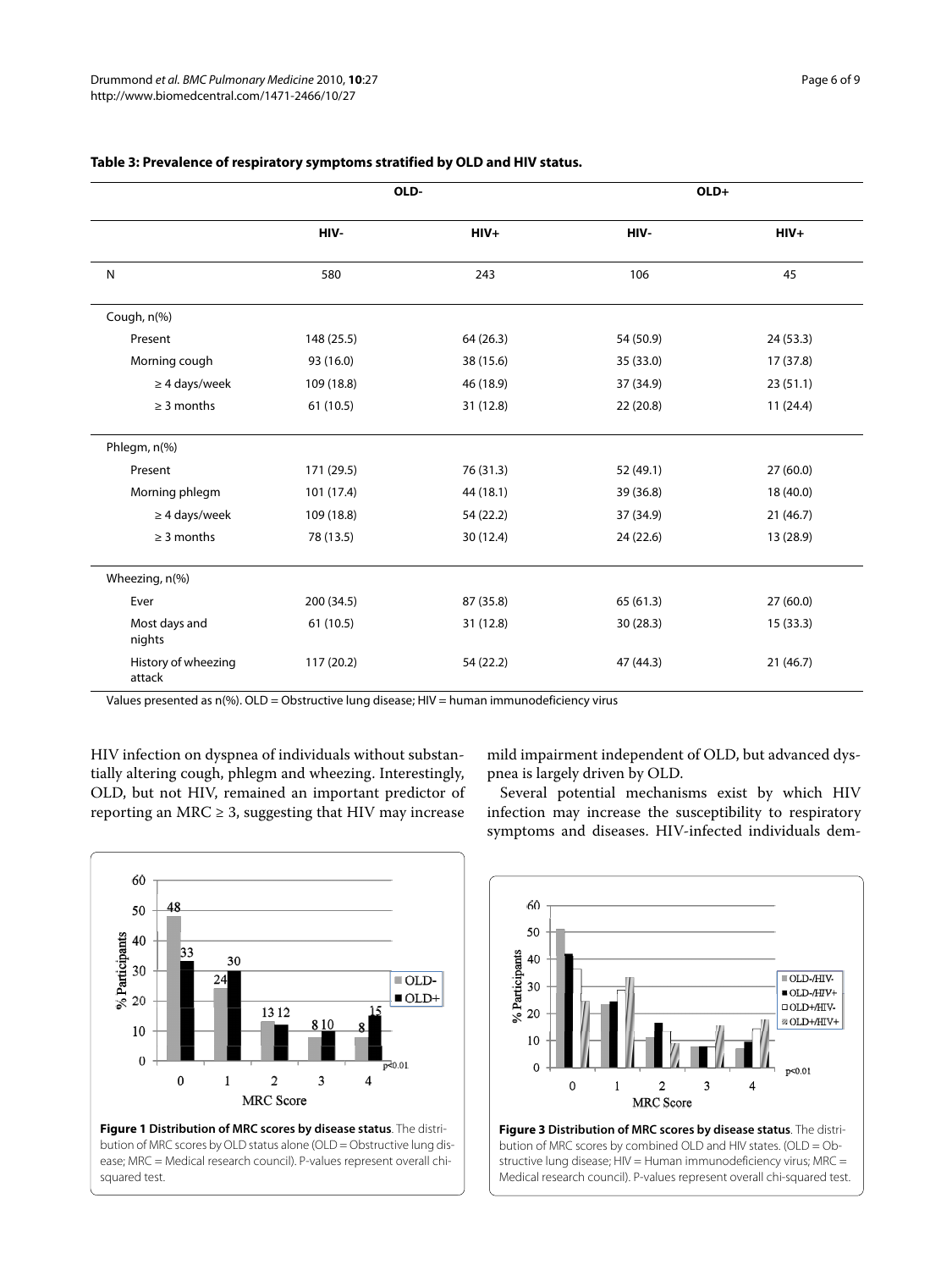**Table 3: Prevalence of respiratory symptoms stratified by OLD and HIV status.**

| | OLD- | | OLD+ | |
|---|---|---|---|---|
| | HIV- | HIV+ | HIV- | HIV+ |
| N | 580 | 243 | 106 | 45 |
| Cough, n(%) | | | | |
| Present | 148 (25.5) | 64 (26.3) | 54 (50.9) | 24 (53.3) |
| Morning cough | 93 (16.0) | 38 (15.6) | 35 (33.0) | 17 (37.8) |
| ≥ 4 days/week | 109 (18.8) | 46 (18.9) | 37 (34.9) | 23 (51.1) |
| ≥ 3 months | 61 (10.5) | 31 (12.8) | 22 (20.8) | 11 (24.4) |
| Phlegm, n(%) | | | | |
| Present | 171 (29.5) | 76 (31.3) | 52 (49.1) | 27 (60.0) |
| Morning phlegm | 101 (17.4) | 44 (18.1) | 39 (36.8) | 18 (40.0) |
| ≥ 4 days/week | 109 (18.8) | 54 (22.2) | 37 (34.9) | 21 (46.7) |
| ≥ 3 months | 78 (13.5) | 30 (12.4) | 24 (22.6) | 13 (28.9) |
| Wheezing, n(%) | | | | |
| Ever | 200 (34.5) | 87 (35.8) | 65 (61.3) | 27 (60.0) |
| Most days and nights | 61 (10.5) | 31 (12.8) | 30 (28.3) | 15 (33.3) |
| History of wheezing attack | 117 (20.2) | 54 (22.2) | 47 (44.3) | 21 (46.7) |

Values presented as n(%). OLD = Obstructive lung disease; HIV = human immunodeficiency virus

HIV infection on dyspnea of individuals without substantially altering cough, phlegm and wheezing. Interestingly, OLD, but not HIV, remained an important predictor of reporting an MRC ≥ 3, suggesting that HIV may increase mild impairment independent of OLD, but advanced dyspnea is largely driven by OLD.

Several potential mechanisms exist by which HIV infection may increase the susceptibility to respiratory symptoms and diseases. HIV-infected individuals dem-

**Figure 1 Distribution of MRC scores by disease status**. The distribution of MRC scores by OLD status alone (OLD = Obstructive lung disease; MRC = Medical research council). P-values represent overall chi-squared test.

**Figure 3 Distribution of MRC scores by disease status**. The distribution of MRC scores by combined OLD and HIV states. (OLD = Obstructive lung disease; HIV = Human immunodeficiency virus; MRC = Medical research council). P-values represent overall chi-squared test.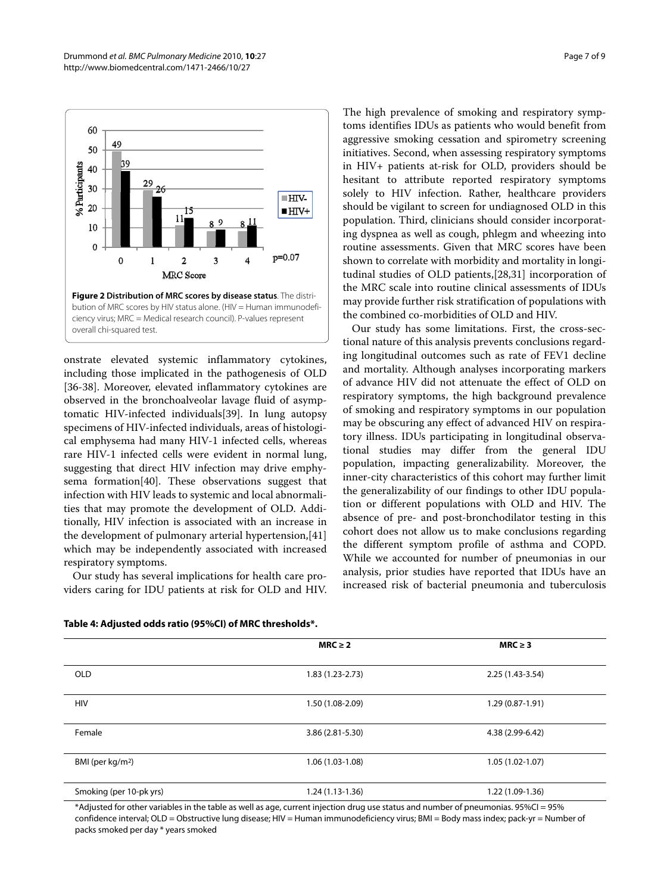60
50
40
30
20
10
0

% Participants

49 39

29 26

11 15

8 9

8 11

0 1 2 3 4

MRC Score

HIV-
HIV+

p=0.07

**Figure 2 Distribution of MRC scores by disease status**. The distribution of MRC scores by HIV status alone. (HIV = Human immunodeficiency virus; MRC = Medical research council). P-values represent overall chi-squared test.

onstrate elevated systemic inflammatory cytokines, including those implicated in the pathogenesis of OLD [36-38]. Moreover, elevated inflammatory cytokines are observed in the bronchoalveolar lavage fluid of asymptomatic HIV-infected individuals[39]. In lung autopsy specimens of HIV-infected individuals, areas of histological emphysema had many HIV-1 infected cells, whereas rare HIV-1 infected cells were evident in normal lung, suggesting that direct HIV infection may drive emphysema formation[40]. These observations suggest that infection with HIV leads to systemic and local abnormalities that may promote the development of OLD. Additionally, HIV infection is associated with an increase in the development of pulmonary arterial hypertension,[41] which may be independently associated with increased respiratory symptoms.

Our study has several implications for health care providers caring for IDU patients at risk for OLD and HIV. The high prevalence of smoking and respiratory symptoms identifies IDUs as patients who would benefit from aggressive smoking cessation and spirometry screening initiatives. Second, when assessing respiratory symptoms in HIV+ patients at-risk for OLD, providers should be hesitant to attribute reported respiratory symptoms solely to HIV infection. Rather, healthcare providers should be vigilant to screen for undiagnosed OLD in this population. Third, clinicians should consider incorporating dyspnea as well as cough, phlegm and wheezing into routine assessments. Given that MRC scores have been shown to correlate with morbidity and mortality in longitudinal studies of OLD patients,[28,31] incorporation of the MRC scale into routine clinical assessments of IDUs may provide further risk stratification of populations with the combined co-morbidities of OLD and HIV.

Our study has some limitations. First, the cross-sectional nature of this analysis prevents conclusions regarding longitudinal outcomes such as rate of FEV1 decline and mortality. Although analyses incorporating markers of advance HIV did not attenuate the effect of OLD on respiratory symptoms, the high background prevalence of smoking and respiratory symptoms in our population may be obscuring any effect of advanced HIV on respiratory illness. IDUs participating in longitudinal observational studies may differ from the general IDU population, impacting generalizability. Moreover, the inner-city characteristics of this cohort may further limit the generalizability of our findings to other IDU population or different populations with OLD and HIV. The absence of pre- and post-bronchodilator testing in this cohort does not allow us to make conclusions regarding the different symptom profile of asthma and COPD. While we accounted for number of pneumonias in our analysis, prior studies have reported that IDUs have an increased risk of bacterial pneumonia and tuberculosis

**Table 4: Adjusted odds ratio (95%CI) of MRC thresholds*.**

| | MRC ≥ 2 | MRC ≥ 3 |
|---|---|---|
| OLD | 1.83 (1.23-2.73) | 2.25 (1.43-3.54) |
| HIV | 1.50 (1.08-2.09) | 1.29 (0.87-1.91) |
| Female | 3.86 (2.81-5.30) | 4.38 (2.99-6.42) |
| BMI (per kg/m$^2$) | 1.06 (1.03-1.08) | 1.05 (1.02-1.07) |
| Smoking (per 10-pk yrs) | 1.24 (1.13-1.36) | 1.22 (1.09-1.36) |

*Adjusted for other variables in the table as well as age, current injection drug use status and number of pneumonias. 95%CI = 95% confidence interval; OLD = Obstructive lung disease; HIV = Human immunodeficiency virus; BMI = Body mass index; pack-yr = Number of packs smoked per day * years smoked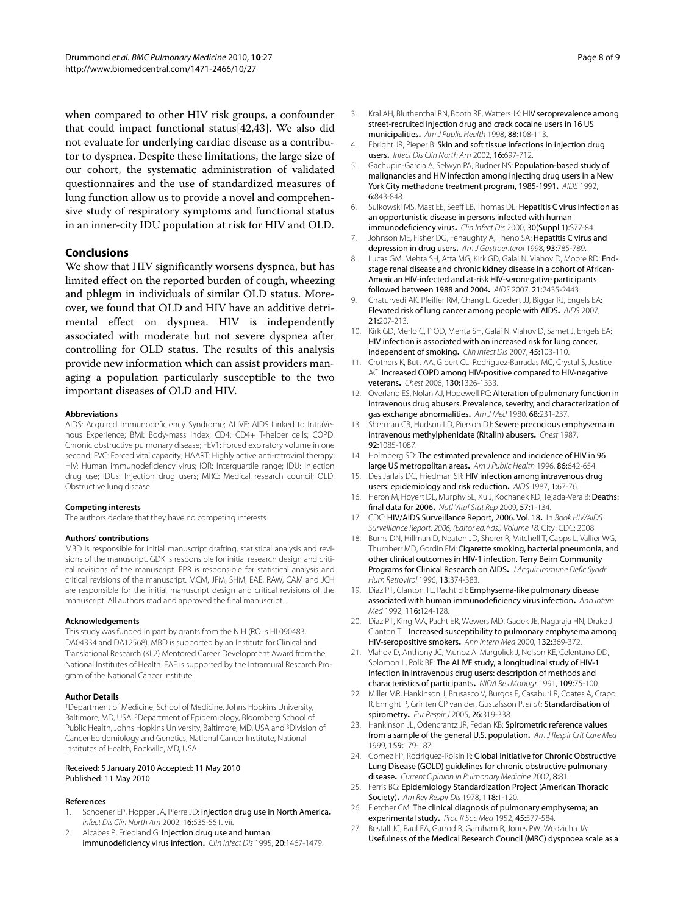when compared to other HIV risk groups, a confounder that could impact functional status[42,43]. We also did not evaluate for underlying cardiac disease as a contributor to dyspnea. Despite these limitations, the large size of our cohort, the systematic administration of validated questionnaires and the use of standardized measures of lung function allow us to provide a novel and comprehensive study of respiratory symptoms and functional status in an inner-city IDU population at risk for HIV and OLD.

## Conclusions

We show that HIV significantly worsens dyspnea, but has limited effect on the reported burden of cough, wheezing and phlegm in individuals of similar OLD status. Moreover, we found that OLD and HIV have an additive detrimental effect on dyspnea. HIV is independently associated with moderate but not severe dyspnea after controlling for OLD status. The results of this analysis provide new information which can assist providers managing a population particularly susceptible to the two important diseases of OLD and HIV.

#### Abbreviations

AIDS: Acquired Immunodeficiency Syndrome; ALIVE: AIDS Linked to IntraVenous Experience; BMI: Body-mass index; CD4: CD4+ T-helper cells; COPD: Chronic obstructive pulmonary disease; FEV1: Forced expiratory volume in one second; FVC: Forced vital capacity; HAART: Highly active anti-retroviral therapy; HIV: Human immunodeficiency virus; IQR: Interquartile range; IDU: Injection drug use; IDUs: Injection drug users; MRC: Medical research council; OLD: Obstructive lung disease

#### Competing interests

The authors declare that they have no competing interests.

#### Authors' contributions

MBD is responsible for initial manuscript drafting, statistical analysis and revisions of the manuscript. GDK is responsible for initial research design and critical revisions of the manuscript. EPR is responsible for statistical analysis and critical revisions of the manuscript. MCM, JFM, SHM, EAE, RAW, CAM and JCH are responsible for the initial manuscript design and critical revisions of the manuscript. All authors read and approved the final manuscript.

#### Acknowledgements

This study was funded in part by grants from the NIH (RO1s HL090483, DA04334 and DA12568). MBD is supported by an Institute for Clinical and Translational Research (KL2) Mentored Career Development Award from the National Institutes of Health. EAE is supported by the Intramural Research Program of the National Cancer Institute.

#### Author Details

[1]Department of Medicine, School of Medicine, Johns Hopkins University, Baltimore, MD, USA, [2]Department of Epidemiology, Bloomberg School of Public Health, Johns Hopkins University, Baltimore, MD, USA and [3]Division of Cancer Epidemiology and Genetics, National Cancer Institute, National Institutes of Health, Rockville, MD, USA

Received: 5 January 2010 Accepted: 11 May 2010
Published: 11 May 2010

#### References

1. Schoener EP, Hopper JA, Pierre JD: **Injection drug use in North America.** *Infect Dis Clin North Am* 2002, **16:**535-551. vii.
2. Alcabes P, Friedland G: **Injection drug use and human immunodeficiency virus infection.** *Clin Infect Dis* 1995, **20:**1467-1479.
3. Kral AH, Bluthenthal RN, Booth RE, Watters JK: **HIV seroprevalence among street-recruited injection drug and crack cocaine users in 16 US municipalities.** *Am J Public Health* 1998, **88:**108-113.
4. Ebright JR, Pieper B: **Skin and soft tissue infections in injection drug users.** *Infect Dis Clin North Am* 2002, **16:**697-712.
5. Gachupin-Garcia A, Selwyn PA, Budner NS: **Population-based study of malignancies and HIV infection among injecting drug users in a New York City methadone treatment program, 1985-1991.** *AIDS* 1992, **6:**843-848.
6. Sulkowski MS, Mast EE, Seeff LB, Thomas DL: **Hepatitis C virus infection as an opportunistic disease in persons infected with human immunodeficiency virus.** *Clin Infect Dis* 2000, **30(Suppl 1):**S77-84.
7. Johnson ME, Fisher DG, Fenaughty A, Theno SA: **Hepatitis C virus and depression in drug users.** *Am J Gastroenterol* 1998, **93:**785-789.
8. Lucas GM, Mehta SH, Atta MG, Kirk GD, Galai N, Vlahov D, Moore RD: **End-stage renal disease and chronic kidney disease in a cohort of African-American HIV-infected and at-risk HIV-seronegative participants followed between 1988 and 2004.** *AIDS* 2007, **21:**2435-2443.
9. Chaturvedi AK, Pfeiffer RM, Chang L, Goedert JJ, Biggar RJ, Engels EA: **Elevated risk of lung cancer among people with AIDS.** *AIDS* 2007, **21:**207-213.
10. Kirk GD, Merlo C, P OD, Mehta SH, Galai N, Vlahov D, Samet J, Engels EA: **HIV infection is associated with an increased risk for lung cancer, independent of smoking.** *Clin Infect Dis* 2007, **45:**103-110.
11. Crothers K, Butt AA, Gibert CL, Rodriguez-Barradas MC, Crystal S, Justice AC: **Increased COPD among HIV-positive compared to HIV-negative veterans.** *Chest* 2006, **130:**1326-1333.
12. Overland ES, Nolan AJ, Hopewell PC: **Alteration of pulmonary function in intravenous drug abusers. Prevalence, severity, and characterization of gas exchange abnormalities.** *Am J Med* 1980, **68:**231-237.
13. Sherman CB, Hudson LD, Pierson DJ: **Severe precocious emphysema in intravenous methylphenidate (Ritalin) abusers.** *Chest* 1987, **92:**1085-1087.
14. Holmberg SD: **The estimated prevalence and incidence of HIV in 96 large US metropolitan areas.** *Am J Public Health* 1996, **86:**642-654.
15. Des Jarlais DC, Friedman SR: **HIV infection among intravenous drug users: epidemiology and risk reduction.** *AIDS* 1987, **1:**67-76.
16. Heron M, Hoyert DL, Murphy SL, Xu J, Kochanek KD, Tejada-Vera B: **Deaths: final data for 2006.** *Natl Vital Stat Rep* 2009, **57:**1-134.
17. CDC: **HIV/AIDS Surveillance Report, 2006. Vol. 18.** In *Book HIV/AIDS Surveillance Report, 2006, (Editor ed.^ds.) Volume 18.* City: CDC; 2008.
18. Burns DN, Hillman D, Neaton JD, Sherer R, Mitchell T, Capps L, Vallier WG, Thurnherr MD, Gordin FM: **Cigarette smoking, bacterial pneumonia, and other clinical outcomes in HIV-1 infection. Terry Beirn Community Programs for Clinical Research on AIDS.** *J Acquir Immune Defic Syndr Hum Retrovirol* 1996, **13:**374-383.
19. Diaz PT, Clanton TL, Pacht ER: **Emphysema-like pulmonary disease associated with human immunodeficiency virus infection.** *Ann Intern Med* 1992, **116:**124-128.
20. Diaz PT, King MA, Pacht ER, Wewers MD, Gadek JE, Nagaraja HN, Drake J, Clanton TL: **Increased susceptibility to pulmonary emphysema among HIV-seropositive smokers.** *Ann Intern Med* 2000, **132:**369-372.
21. Vlahov D, Anthony JC, Munoz A, Margolick J, Nelson KE, Celentano DD, Solomon L, Polk BF: **The ALIVE study, a longitudinal study of HIV-1 infection in intravenous drug users: description of methods and characteristics of participants.** *NIDA Res Monogr* 1991, **109:**75-100.
22. Miller MR, Hankinson J, Brusasco V, Burgos F, Casaburi R, Coates A, Crapo R, Enright P, Grinten CP van der, Gustafsson P, *et al.*: **Standardisation of spirometry.** *Eur Respir J* 2005, **26:**319-338.
23. Hankinson JL, Odencrantz JR, Fedan KB: **Spirometric reference values from a sample of the general U.S. population.** *Am J Respir Crit Care Med* 1999, **159:**179-187.
24. Gomez FP, Rodriguez-Roisin R: **Global initiative for Chronic Obstructive Lung Disease (GOLD) guidelines for chronic obstructive pulmonary disease.** *Current Opinion in Pulmonary Medicine* 2002, **8:**81.
25. Ferris BG: **Epidemiology Standardization Project (American Thoracic Society).** *Am Rev Respir Dis* 1978, **118:**1-120.
26. Fletcher CM: **The clinical diagnosis of pulmonary emphysema; an experimental study.** *Proc R Soc Med* 1952, **45:**577-584.
27. Bestall JC, Paul EA, Garrod R, Garnham R, Jones PW, Wedzicha JA: **Usefulness of the Medical Research Council (MRC) dyspnoea scale as a**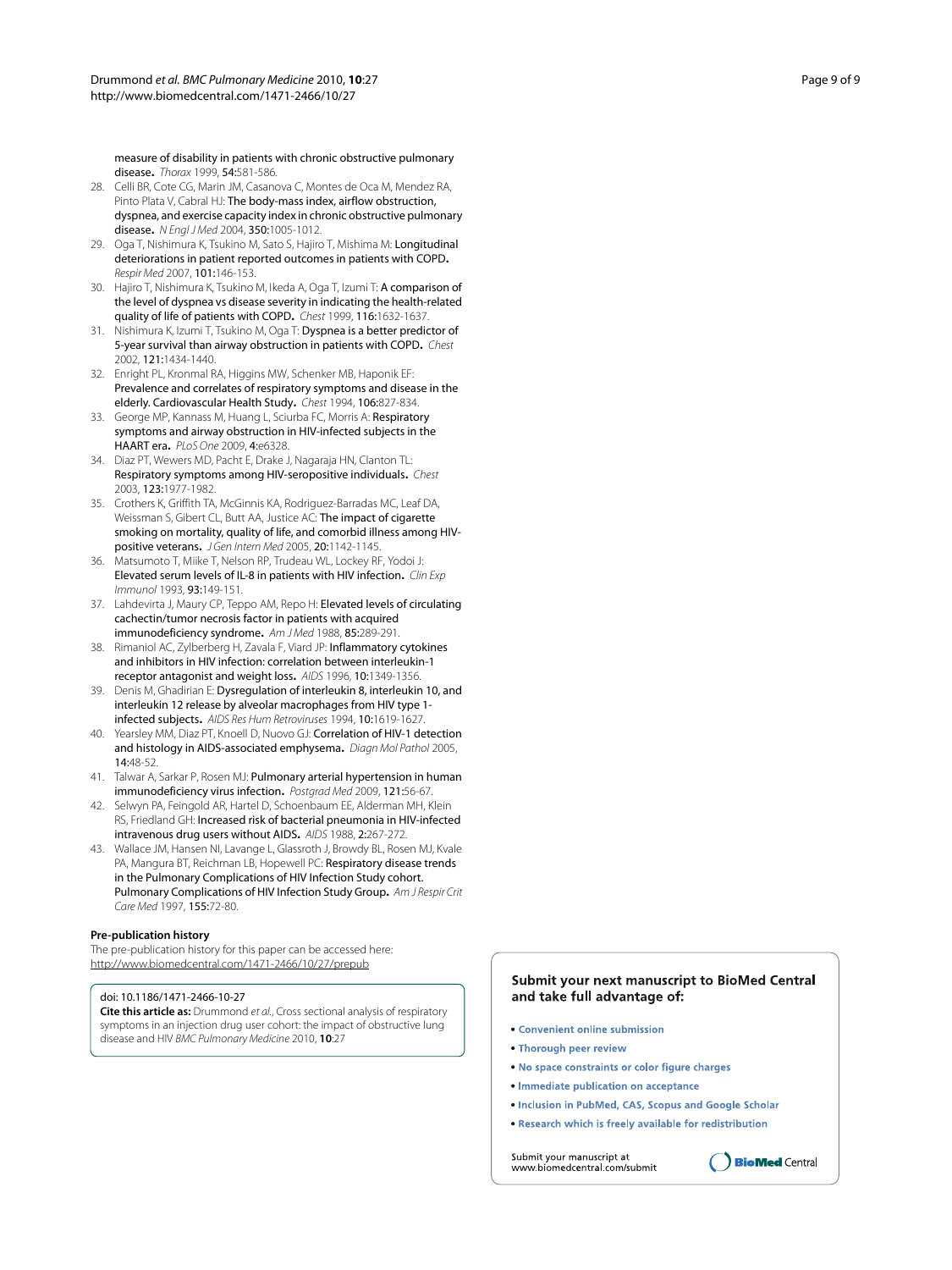measure of disability in patients with chronic obstructive pulmonary disease. *Thorax* 1999, **54**:581-586.

28. Celli BR, Cote CG, Marin JM, Casanova C, Montes de Oca M, Mendez RA, Pinto Plata V, Cabral HJ: The body-mass index, airflow obstruction, dyspnea, and exercise capacity index in chronic obstructive pulmonary disease. *N Engl J Med* 2004, **350**:1005-1012.
29. Oga T, Nishimura K, Tsukino M, Sato S, Hajiro T, Mishima M: Longitudinal deteriorations in patient reported outcomes in patients with COPD. *Respir Med* 2007, **101**:146-153.
30. Hajiro T, Nishimura K, Tsukino M, Ikeda A, Oga T, Izumi T: A comparison of the level of dyspnea vs disease severity in indicating the health-related quality of life of patients with COPD. *Chest* 1999, **116**:1632-1637.
31. Nishimura K, Izumi T, Tsukino M, Oga T: Dyspnea is a better predictor of 5-year survival than airway obstruction in patients with COPD. *Chest* 2002, **121**:1434-1440.
32. Enright PL, Kronmal RA, Higgins MW, Schenker MB, Haponik EF: Prevalence and correlates of respiratory symptoms and disease in the elderly. Cardiovascular Health Study. *Chest* 1994, **106**:827-834.
33. George MP, Kannass M, Huang L, Sciurba FC, Morris A: Respiratory symptoms and airway obstruction in HIV-infected subjects in the HAART era. *PLoS One* 2009, **4**:e6328.
34. Diaz PT, Wewers MD, Pacht E, Drake J, Nagaraja HN, Clanton TL: Respiratory symptoms among HIV-seropositive individuals. *Chest* 2003, **123**:1977-1982.
35. Crothers K, Griffith TA, McGinnis KA, Rodriguez-Barradas MC, Leaf DA, Weissman S, Gibert CL, Butt AA, Justice AC: The impact of cigarette smoking on mortality, quality of life, and comorbid illness among HIV-positive veterans. *J Gen Intern Med* 2005, **20**:1142-1145.
36. Matsumoto T, Miike T, Nelson RP, Trudeau WL, Lockey RF, Yodoi J: Elevated serum levels of IL-8 in patients with HIV infection. *Clin Exp Immunol* 1993, **93**:149-151.
37. Lahdevirta J, Maury CP, Teppo AM, Repo H: Elevated levels of circulating cachectin/tumor necrosis factor in patients with acquired immunodeficiency syndrome. *Am J Med* 1988, **85**:289-291.
38. Rimaniol AC, Zylberberg H, Zavala F, Viard JP: Inflammatory cytokines and inhibitors in HIV infection: correlation between interleukin-1 receptor antagonist and weight loss. *AIDS* 1996, **10**:1349-1356.
39. Denis M, Ghadirian E: Dysregulation of interleukin 8, interleukin 10, and interleukin 12 release by alveolar macrophages from HIV type 1-infected subjects. *AIDS Res Hum Retroviruses* 1994, **10**:1619-1627.
40. Yearsley MM, Diaz PT, Knoell D, Nuovo GJ: Correlation of HIV-1 detection and histology in AIDS-associated emphysema. *Diagn Mol Pathol* 2005, **14**:48-52.
41. Talwar A, Sarkar P, Rosen MJ: Pulmonary arterial hypertension in human immunodeficiency virus infection. *Postgrad Med* 2009, **121**:56-67.
42. Selwyn PA, Feingold AR, Hartel D, Schoenbaum EE, Alderman MH, Klein RS, Friedland GH: Increased risk of bacterial pneumonia in HIV-infected intravenous drug users without AIDS. *AIDS* 1988, **2**:267-272.
43. Wallace JM, Hansen NI, Lavange L, Glassroth J, Browdy BL, Rosen MJ, Kvale PA, Mangura BT, Reichman LB, Hopewell PC: Respiratory disease trends in the Pulmonary Complications of HIV Infection Study cohort. Pulmonary Complications of HIV Infection Study Group. *Am J Respir Crit Care Med* 1997, **155**:72-80.

### Pre-publication history

The pre-publication history for this paper can be accessed here:
http://www.biomedcentral.com/1471-2466/10/27/prepub

doi: 10.1186/1471-2466-10-27
**Cite this article as:** Drummond *et al.*, Cross sectional analysis of respiratory symptoms in an injection drug user cohort: the impact of obstructive lung disease and HIV *BMC Pulmonary Medicine* 2010, **10**:27

**Submit your next manuscript to BioMed Central and take full advantage of:**

- Convenient online submission
- Thorough peer review
- No space constraints or color figure charges
- Immediate publication on acceptance
- Inclusion in PubMed, CAS, Scopus and Google Scholar
- Research which is freely available for redistribution

Submit your manuscript at
www.biomedcentral.com/submit

BioMed Central